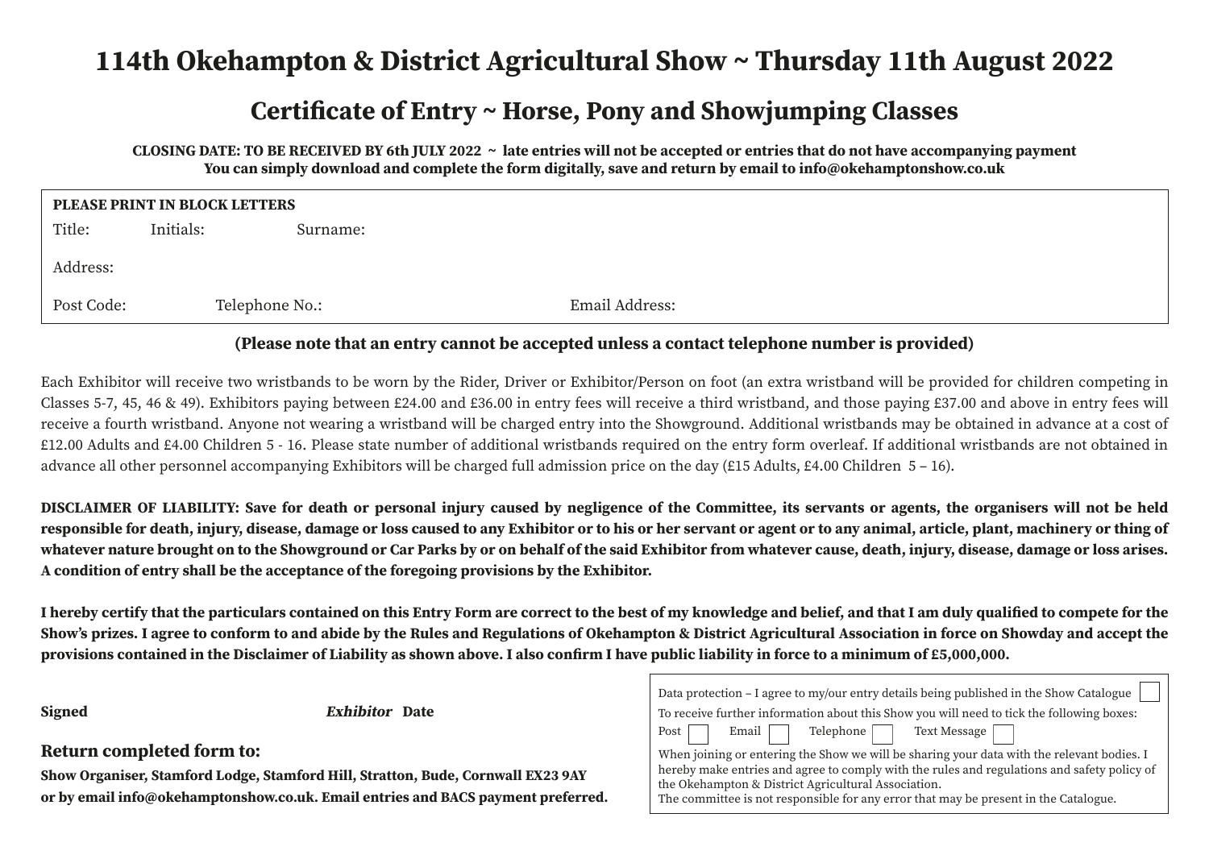# 114th Okehampton & District Agricultural Show ~ Thursday 11th August 2022

## Certificate of Entry ~ Horse, Pony and Showjumping Classes

**CLOSING DATE: TO BE RECEIVED BY 6th JULY 2022 ~ late entries will not be accepted or entries that do not have accompanying payment**
**You can simply download and complete the form digitally, save and return by email to info@okehamptonshow.co.uk**

**PLEASE PRINT IN BLOCK LETTERS**

Title: Initials: Surname:

Address:

Post Code: Telephone No.: Email Address:

**(Please note that an entry cannot be accepted unless a contact telephone number is provided)**

Each Exhibitor will receive two wristbands to be worn by the Rider, Driver or Exhibitor/Person on foot (an extra wristband will be provided for children competing in Classes 5-7, 45, 46 & 49). Exhibitors paying between £24.00 and £36.00 in entry fees will receive a third wristband, and those paying £37.00 and above in entry fees will receive a fourth wristband. Anyone not wearing a wristband will be charged entry into the Showground. Additional wristbands may be obtained in advance at a cost of £12.00 Adults and £4.00 Children 5 - 16. Please state number of additional wristbands required on the entry form overleaf. If additional wristbands are not obtained in advance all other personnel accompanying Exhibitors will be charged full admission price on the day (£15 Adults, £4.00 Children 5 – 16).

**DISCLAIMER OF LIABILITY: Save for death or personal injury caused by negligence of the Committee, its servants or agents, the organisers will not be held responsible for death, injury, disease, damage or loss caused to any Exhibitor or to his or her servant or agent or to any animal, article, plant, machinery or thing of whatever nature brought on to the Showground or Car Parks by or on behalf of the said Exhibitor from whatever cause, death, injury, disease, damage or loss arises. A condition of entry shall be the acceptance of the foregoing provisions by the Exhibitor.**

**I hereby certify that the particulars contained on this Entry Form are correct to the best of my knowledge and belief, and that I am duly qualified to compete for the Show's prizes. I agree to conform to and abide by the Rules and Regulations of Okehampton & District Agricultural Association in force on Showday and accept the provisions contained in the Disclaimer of Liability as shown above. I also confirm I have public liability in force to a minimum of £5,000,000.**

**Signed** ***Exhibitor*** **Date**

### Return completed form to:

**Show Organiser, Stamford Lodge, Stamford Hill, Stratton, Bude, Cornwall EX23 9AY**
**or by email info@okehamptonshow.co.uk. Email entries and BACS payment preferred.**

Data protection – I agree to my/our entry details being published in the Show Catalogue ☐

To receive further information about this Show you will need to tick the following boxes:

Post ☐ Email ☐ Telephone ☐ Text Message ☐

When joining or entering the Show we will be sharing your data with the relevant bodies. I hereby make entries and agree to comply with the rules and regulations and safety policy of the Okehampton & District Agricultural Association.
The committee is not responsible for any error that may be present in the Catalogue.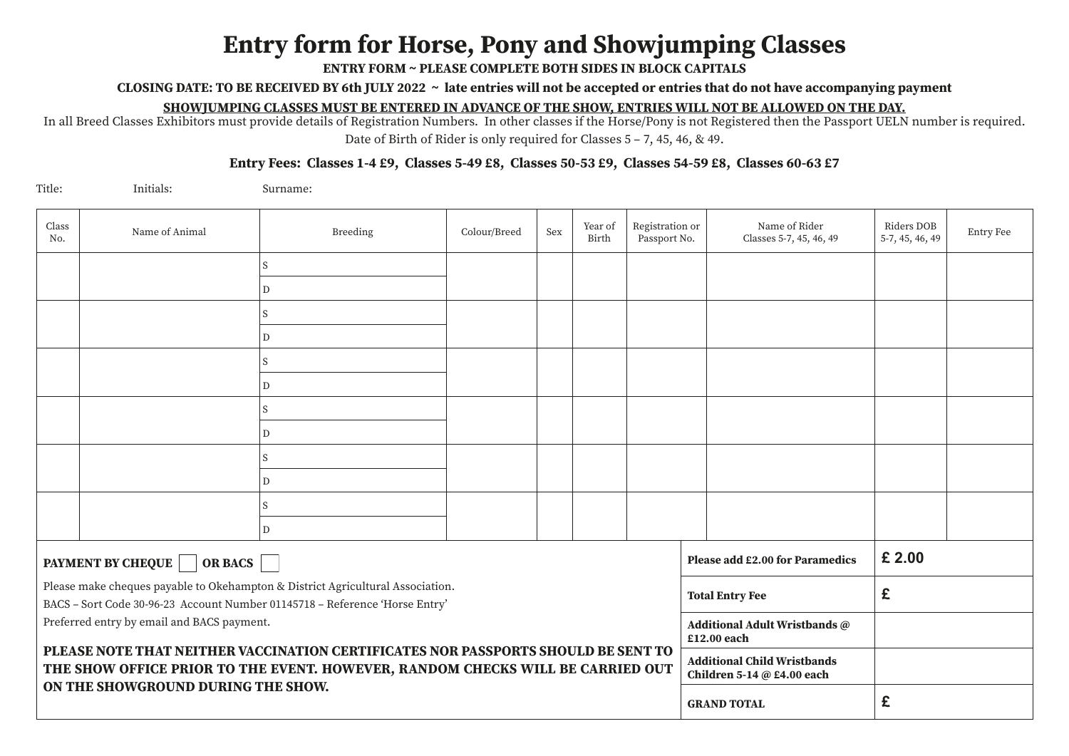# Entry form for Horse, Pony and Showjumping Classes

**ENTRY FORM ~ PLEASE COMPLETE BOTH SIDES IN BLOCK CAPITALS**

**CLOSING DATE: TO BE RECEIVED BY 6th JULY 2022 ~ late entries will not be accepted or entries that do not have accompanying payment**

**SHOWJUMPING CLASSES MUST BE ENTERED IN ADVANCE OF THE SHOW, ENTRIES WILL NOT BE ALLOWED ON THE DAY.**

In all Breed Classes Exhibitors must provide details of Registration Numbers. In other classes if the Horse/Pony is not Registered then the Passport UELN number is required.

Date of Birth of Rider is only required for Classes 5 – 7, 45, 46, & 49.

**Entry Fees: Classes 1-4 £9, Classes 5-49 £8, Classes 50-53 £9, Classes 54-59 £8, Classes 60-63 £7**

Title: Initials: Surname:

| Class No. | Name of Animal | Breeding | Colour/Breed | Sex | Year of Birth | Registration or Passport No. | Name of Rider Classes 5-7, 45, 46, 49 | Riders DOB 5-7, 45, 46, 49 | Entry Fee |
|---|---|---|---|---|---|---|---|---|---|
| | | S | | | | | | | |
| | | D | | | | | | | |
| | | S | | | | | | | |
| | | D | | | | | | | |
| | | S | | | | | | | |
| | | D | | | | | | | |
| | | S | | | | | | | |
| | | D | | | | | | | |
| | | S | | | | | | | |
| | | D | | | | | | | |
| | | S | | | | | | | |
| | | D | | | | | | | |

**PAYMENT BY CHEQUE** ☐ **OR BACS** ☐

Please make cheques payable to Okehampton & District Agricultural Association.

BACS – Sort Code 30-96-23 Account Number 01145718 – Reference 'Horse Entry'

Preferred entry by email and BACS payment.

**PLEASE NOTE THAT NEITHER VACCINATION CERTIFICATES NOR PASSPORTS SHOULD BE SENT TO THE SHOW OFFICE PRIOR TO THE EVENT. HOWEVER, RANDOM CHECKS WILL BE CARRIED OUT ON THE SHOWGROUND DURING THE SHOW.**

| | |
|---|---|
| **Please add £2.00 for Paramedics** | **£ 2.00** |
| **Total Entry Fee** | **£** |
| **Additional Adult Wristbands @ £12.00 each** | |
| **Additional Child Wristbands Children 5-14 @ £4.00 each** | |
| **GRAND TOTAL** | **£** |